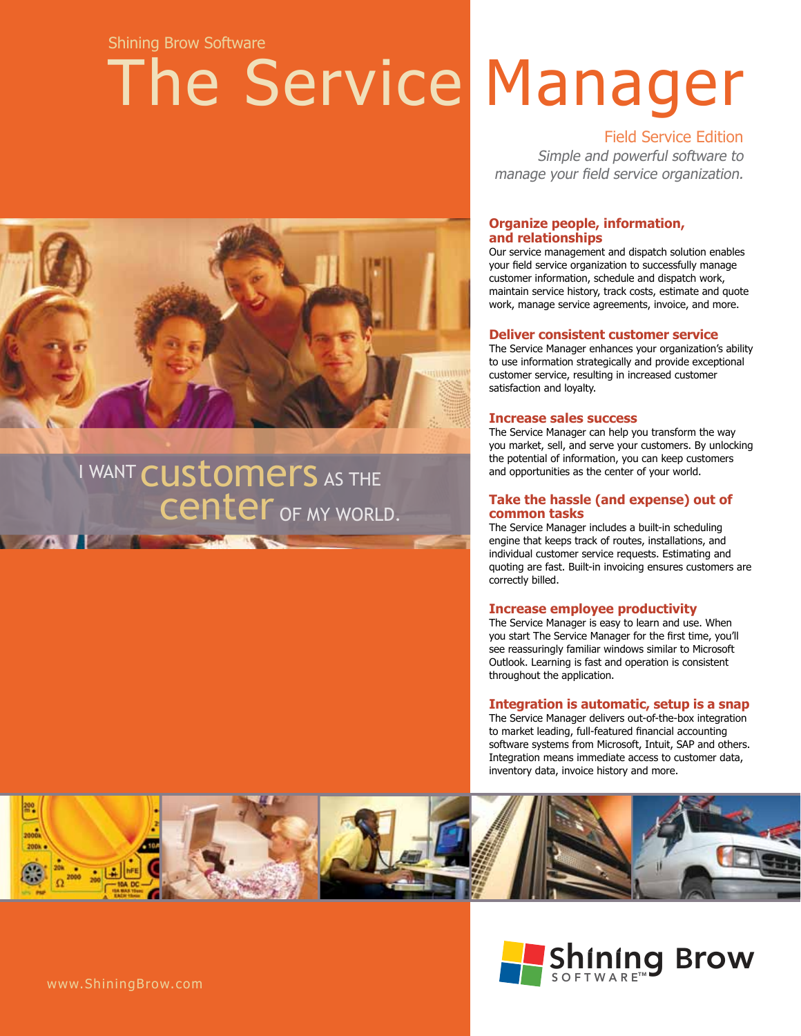Shining Brow Software

# The Service Manager

## Field Service Edition

*Simple and powerful software to manage your field service organization.*

I WANT CUSTOMERS AS THE CENTER OF MY WORLD.

### Organize people, information, and relationships

Our service management and dispatch solution enables your field service organization to successfully manage customer information, schedule and dispatch work, maintain service history, track costs, estimate and quote work, manage service agreements, invoice, and more.

### Deliver consistent customer service

The Service Manager enhances your organization's ability to use information strategically and provide exceptional customer service, resulting in increased customer satisfaction and loyalty.

### Increase sales success

The Service Manager can help you transform the way you market, sell, and serve your customers. By unlocking the potential of information, you can keep customers and opportunities as the center of your world.

### Take the hassle (and expense) out of common tasks

The Service Manager includes a built-in scheduling engine that keeps track of routes, installations, and individual customer service requests. Estimating and quoting are fast. Built-in invoicing ensures customers are correctly billed.

### Increase employee productivity

The Service Manager is easy to learn and use. When you start The Service Manager for the first time, you'll see reassuringly familiar windows similar to Microsoft Outlook. Learning is fast and operation is consistent throughout the application.

### Integration is automatic, setup is a snap

The Service Manager delivers out-of-the-box integration to market leading, full-featured financial accounting software systems from Microsoft, Intuit, SAP and others. Integration means immediate access to customer data, inventory data, invoice history and more.

www.ShiningBrow.com

Shining Brow SOFTWARE™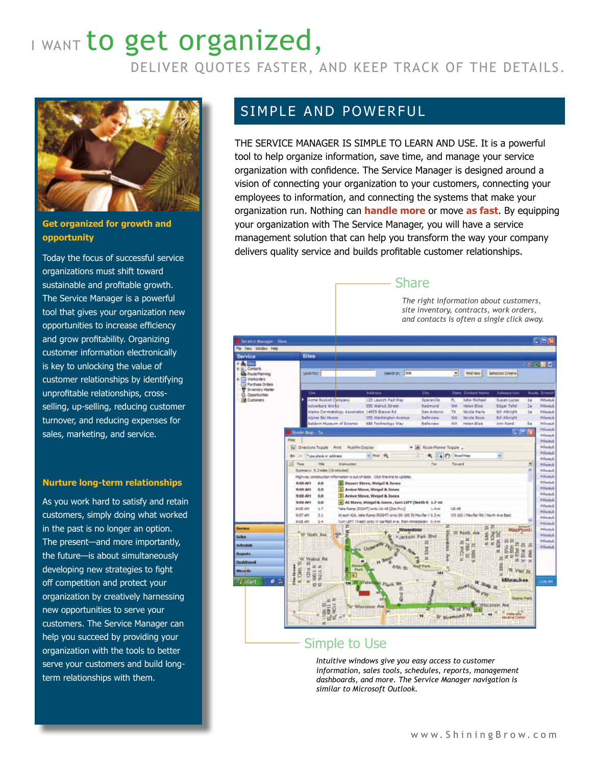# I WANT to get organized,

DELIVER QUOTES FASTER, AND KEEP TRACK OF THE DETAILS.

**Get organized for growth and opportunity**

Today the focus of successful service organizations must shift toward sustainable and profitable growth. The Service Manager is a powerful tool that gives your organization new opportunities to increase efficiency and grow profitability. Organizing customer information electronically is key to unlocking the value of customer relationships by identifying unprofitable relationships, cross-selling, up-selling, reducing customer turnover, and reducing expenses for sales, marketing, and service.

**Nurture long-term relationships**

As you work hard to satisfy and retain customers, simply doing what worked in the past is no longer an option. The present—and more importantly, the future—is about simultaneously developing new strategies to fight off competition and protect your organization by creatively harnessing new opportunities to serve your customers. The Service Manager can help you succeed by providing your organization with the tools to better serve your customers and build long-term relationships with them.

## SIMPLE AND POWERFUL

THE SERVICE MANAGER IS SIMPLE TO LEARN AND USE. It is a powerful tool to help organize information, save time, and manage your service organization with confidence. The Service Manager is designed around a vision of connecting your organization to your customers, connecting your employees to information, and connecting the systems that make your organization run. Nothing can **handle more** or move **as fast**. By equipping your organization with The Service Manager, you will have a service management solution that can help you transform the way your company delivers quality service and builds profitable customer relationships.

### Share

*The right information about customers, site inventory, contracts, work orders, and contacts is often a single click away.*

### Simple to Use

*Intuitive windows give you easy access to customer information, sales tools, schedules, reports, management dashboards, and more. The Service Manager navigation is similar to Microsoft Outlook.*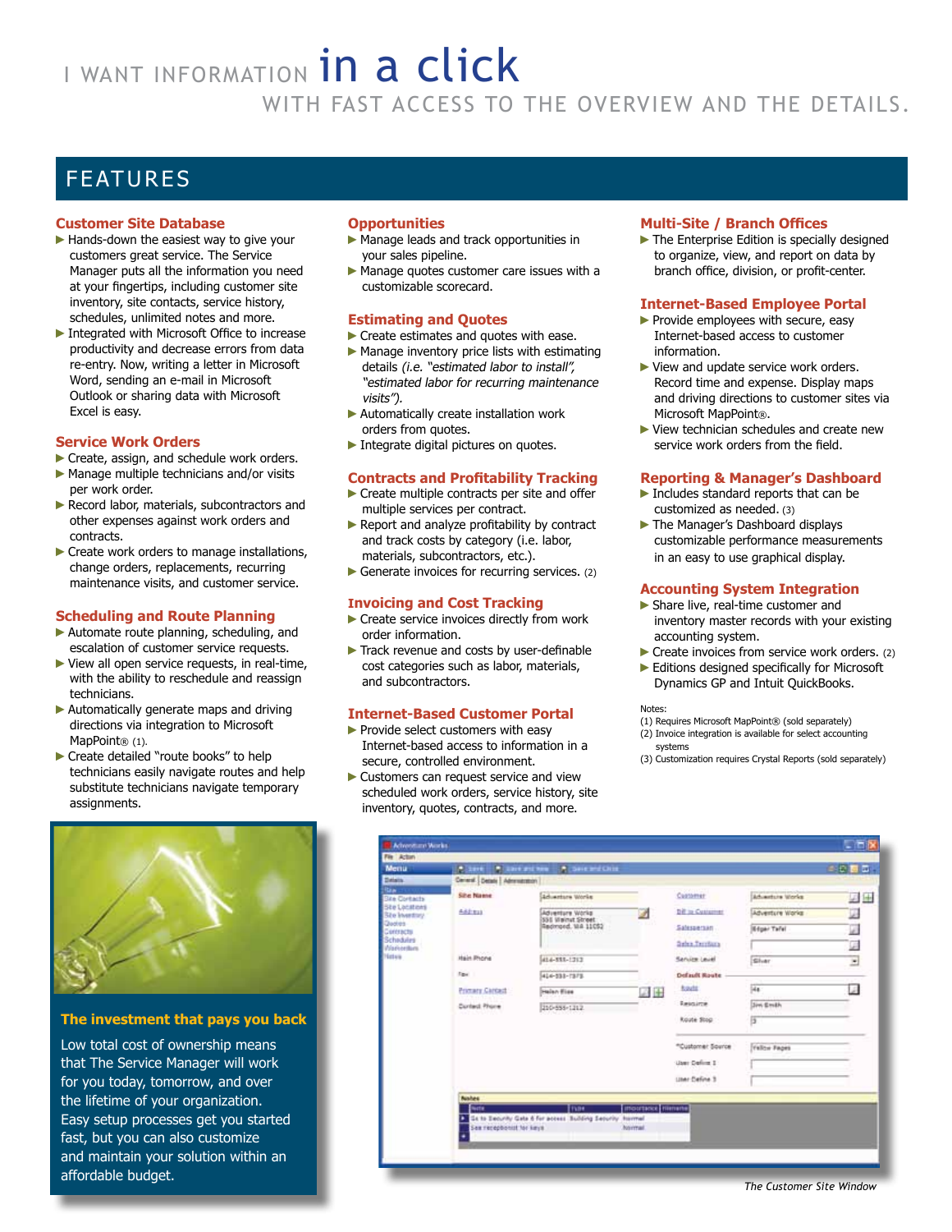# I WANT INFORMATION in a click

WITH FAST ACCESS TO THE OVERVIEW AND THE DETAILS.

## FEATURES

### Customer Site Database

- Hands-down the easiest way to give your customers great service. The Service Manager puts all the information you need at your fingertips, including customer site inventory, site contacts, service history, schedules, unlimited notes and more.
- Integrated with Microsoft Office to increase productivity and decrease errors from data re-entry. Now, writing a letter in Microsoft Word, sending an e-mail in Microsoft Outlook or sharing data with Microsoft Excel is easy.

### Service Work Orders

- Create, assign, and schedule work orders.
- Manage multiple technicians and/or visits per work order.
- Record labor, materials, subcontractors and other expenses against work orders and contracts.
- Create work orders to manage installations, change orders, replacements, recurring maintenance visits, and customer service.

### Scheduling and Route Planning

- Automate route planning, scheduling, and escalation of customer service requests.
- View all open service requests, in real-time, with the ability to reschedule and reassign technicians.
- Automatically generate maps and driving directions via integration to Microsoft MapPoint® (1).
- Create detailed "route books" to help technicians easily navigate routes and help substitute technicians navigate temporary assignments.

### Opportunities

- Manage leads and track opportunities in your sales pipeline.
- Manage quotes customer care issues with a customizable scorecard.

### Estimating and Quotes

- Create estimates and quotes with ease.
- Manage inventory price lists with estimating details *(i.e. "estimated labor to install", "estimated labor for recurring maintenance visits")*.
- Automatically create installation work orders from quotes.
- Integrate digital pictures on quotes.

### Contracts and Profitability Tracking

- Create multiple contracts per site and offer multiple services per contract.
- Report and analyze profitability by contract and track costs by category (i.e. labor, materials, subcontractors, etc.).
- Generate invoices for recurring services. (2)

### Invoicing and Cost Tracking

- Create service invoices directly from work order information.
- Track revenue and costs by user-definable cost categories such as labor, materials, and subcontractors.

### Internet-Based Customer Portal

- Provide select customers with easy Internet-based access to information in a secure, controlled environment.
- Customers can request service and view scheduled work orders, service history, site inventory, quotes, contracts, and more.

### Multi-Site / Branch Offices

- The Enterprise Edition is specially designed to organize, view, and report on data by branch office, division, or profit-center.

### Internet-Based Employee Portal

- Provide employees with secure, easy Internet-based access to customer information.
- View and update service work orders. Record time and expense. Display maps and driving directions to customer sites via Microsoft MapPoint®.
- View technician schedules and create new service work orders from the field.

### Reporting & Manager's Dashboard

- Includes standard reports that can be customized as needed. (3)
- The Manager's Dashboard displays customizable performance measurements in an easy to use graphical display.

### Accounting System Integration

- Share live, real-time customer and inventory master records with your existing accounting system.
- Create invoices from service work orders. (2)
- Editions designed specifically for Microsoft Dynamics GP and Intuit QuickBooks.

Notes:
(1) Requires Microsoft MapPoint® (sold separately)
(2) Invoice integration is available for select accounting systems
(3) Customization requires Crystal Reports (sold separately)

### The investment that pays you back

Low total cost of ownership means that The Service Manager will work for you today, tomorrow, and over the lifetime of your organization. Easy setup processes get you started fast, but you can also customize and maintain your solution within an affordable budget.

*The Customer Site Window*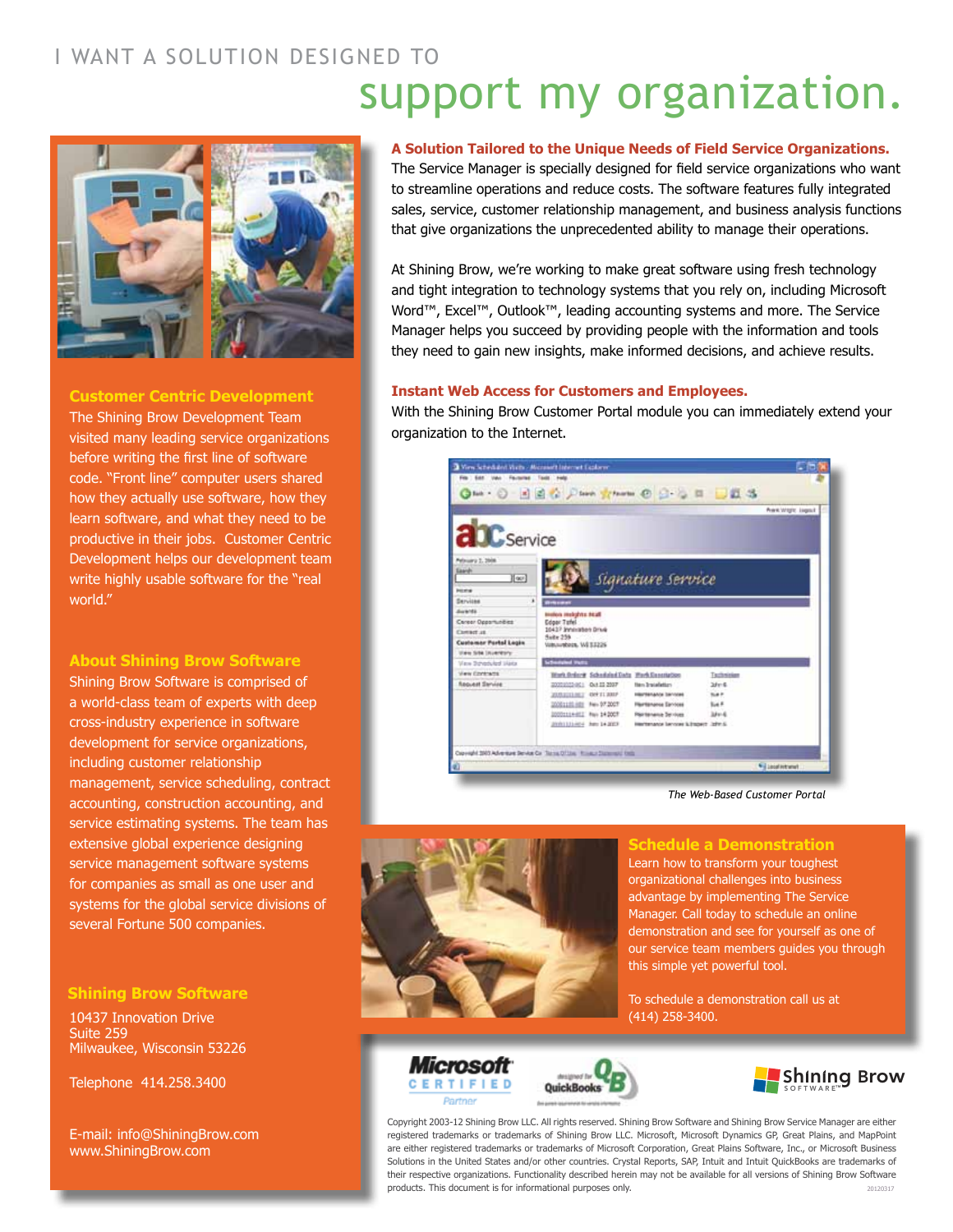I WANT A SOLUTION DESIGNED TO

# support my organization.

### Customer Centric Development

The Shining Brow Development Team visited many leading service organizations before writing the first line of software code. "Front line" computer users shared how they actually use software, how they learn software, and what they need to be productive in their jobs. Customer Centric Development helps our development team write highly usable software for the "real world."

### About Shining Brow Software

Shining Brow Software is comprised of a world-class team of experts with deep cross-industry experience in software development for service organizations, including customer relationship management, service scheduling, contract accounting, construction accounting, and service estimating systems. The team has extensive global experience designing service management software systems for companies as small as one user and systems for the global service divisions of several Fortune 500 companies.

### Shining Brow Software

10437 Innovation Drive
Suite 259
Milwaukee, Wisconsin 53226

Telephone 414.258.3400

E-mail: info@ShiningBrow.com
www.ShiningBrow.com

### A Solution Tailored to the Unique Needs of Field Service Organizations.

The Service Manager is specially designed for field service organizations who want to streamline operations and reduce costs. The software features fully integrated sales, service, customer relationship management, and business analysis functions that give organizations the unprecedented ability to manage their operations.

At Shining Brow, we're working to make great software using fresh technology and tight integration to technology systems that you rely on, including Microsoft Word™, Excel™, Outlook™, leading accounting systems and more. The Service Manager helps you succeed by providing people with the information and tools they need to gain new insights, make informed decisions, and achieve results.

### Instant Web Access for Customers and Employees.

With the Shining Brow Customer Portal module you can immediately extend your organization to the Internet.

*The Web-Based Customer Portal*

### Schedule a Demonstration

Learn how to transform your toughest organizational challenges into business advantage by implementing The Service Manager. Call today to schedule an online demonstration and see for yourself as one of our service team members guides you through this simple yet powerful tool.

To schedule a demonstration call us at (414) 258-3400.

Microsoft CERTIFIED Partner

designed for QuickBooks

Shining Brow SOFTWARE™

Copyright 2003-12 Shining Brow LLC. All rights reserved. Shining Brow Software and Shining Brow Service Manager are either registered trademarks or trademarks of Shining Brow LLC. Microsoft, Microsoft Dynamics GP, Great Plains, and MapPoint are either registered trademarks or trademarks of Microsoft Corporation, Great Plains Software, Inc., or Microsoft Business Solutions in the United States and/or other countries. Crystal Reports, SAP, Intuit and Intuit QuickBooks are trademarks of their respective organizations. Functionality described herein may not be available for all versions of Shining Brow Software products. This document is for informational purposes only.

20120317